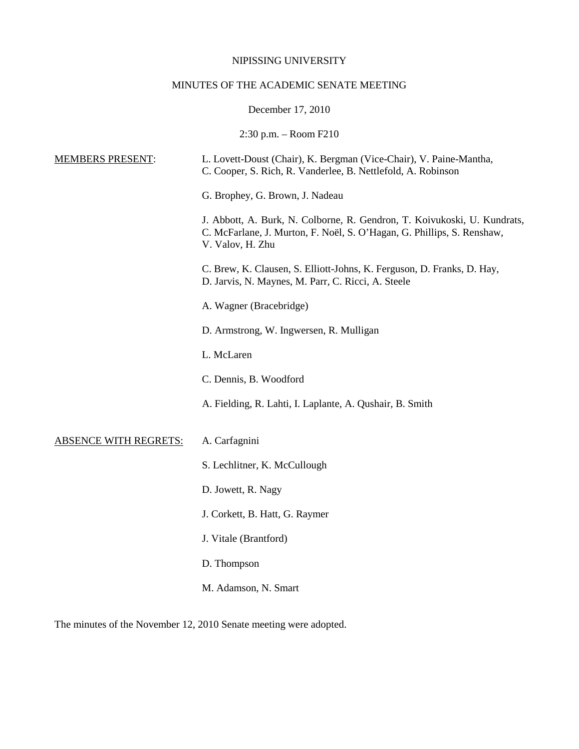NIPISSING UNIVERSITY

MINUTES OF THE ACADEMIC SENATE MEETING

December 17, 2010

2:30 p.m. – Room F210

MEMBERS PRESENT:

L. Lovett-Doust (Chair), K. Bergman (Vice-Chair), V. Paine-Mantha, C. Cooper, S. Rich, R. Vanderlee, B. Nettlefold, A. Robinson

G. Brophey, G. Brown, J. Nadeau

J. Abbott, A. Burk, N. Colborne, R. Gendron, T. Koivukoski, U. Kundrats, C. McFarlane, J. Murton, F. Noël, S. O'Hagan, G. Phillips, S. Renshaw, V. Valov, H. Zhu

C. Brew, K. Clausen, S. Elliott-Johns, K. Ferguson, D. Franks, D. Hay, D. Jarvis, N. Maynes, M. Parr, C. Ricci, A. Steele

A. Wagner (Bracebridge)

D. Armstrong, W. Ingwersen, R. Mulligan

L. McLaren

C. Dennis, B. Woodford

A. Fielding, R. Lahti, I. Laplante, A. Qushair, B. Smith

ABSENCE WITH REGRETS:

A. Carfagnini

S. Lechlitner, K. McCullough

D. Jowett, R. Nagy

J. Corkett, B. Hatt, G. Raymer

J. Vitale (Brantford)

D. Thompson

M. Adamson, N. Smart

The minutes of the November 12, 2010 Senate meeting were adopted.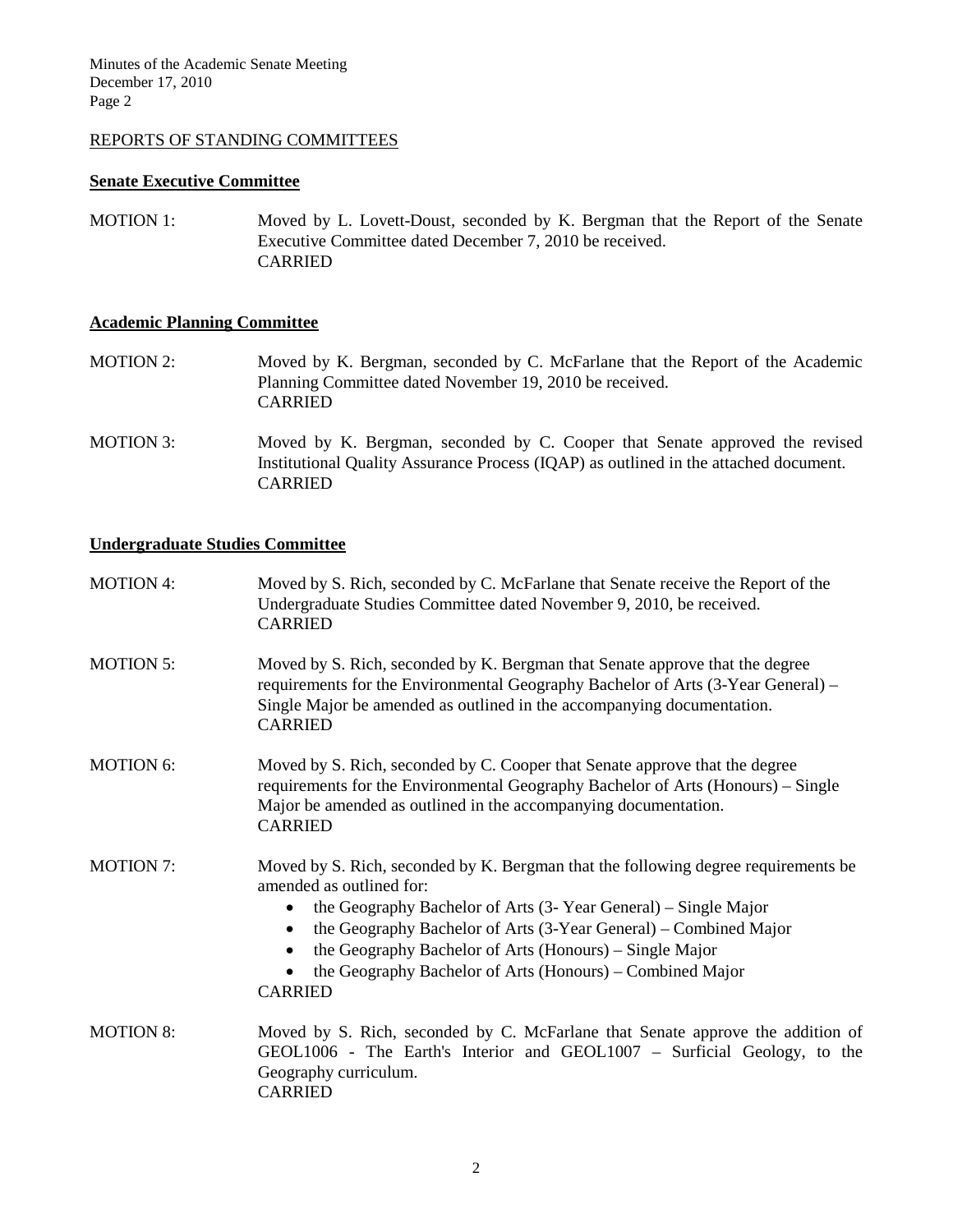## REPORTS OF STANDING COMMITTEES

### Senate Executive Committee

MOTION 1: Moved by L. Lovett-Doust, seconded by K. Bergman that the Report of the Senate Executive Committee dated December 7, 2010 be received.
CARRIED

### Academic Planning Committee

MOTION 2: Moved by K. Bergman, seconded by C. McFarlane that the Report of the Academic Planning Committee dated November 19, 2010 be received.
CARRIED

MOTION 3: Moved by K. Bergman, seconded by C. Cooper that Senate approved the revised Institutional Quality Assurance Process (IQAP) as outlined in the attached document.
CARRIED

### Undergraduate Studies Committee

MOTION 4: Moved by S. Rich, seconded by C. McFarlane that Senate receive the Report of the Undergraduate Studies Committee dated November 9, 2010, be received.
CARRIED

MOTION 5: Moved by S. Rich, seconded by K. Bergman that Senate approve that the degree requirements for the Environmental Geography Bachelor of Arts (3-Year General) – Single Major be amended as outlined in the accompanying documentation.
CARRIED

MOTION 6: Moved by S. Rich, seconded by C. Cooper that Senate approve that the degree requirements for the Environmental Geography Bachelor of Arts (Honours) – Single Major be amended as outlined in the accompanying documentation.
CARRIED

MOTION 7: Moved by S. Rich, seconded by K. Bergman that the following degree requirements be amended as outlined for:

- the Geography Bachelor of Arts (3- Year General) – Single Major
- the Geography Bachelor of Arts (3-Year General) – Combined Major
- the Geography Bachelor of Arts (Honours) – Single Major
- the Geography Bachelor of Arts (Honours) – Combined Major

CARRIED

MOTION 8: Moved by S. Rich, seconded by C. McFarlane that Senate approve the addition of GEOL1006 - The Earth's Interior and GEOL1007 – Surficial Geology, to the Geography curriculum.
CARRIED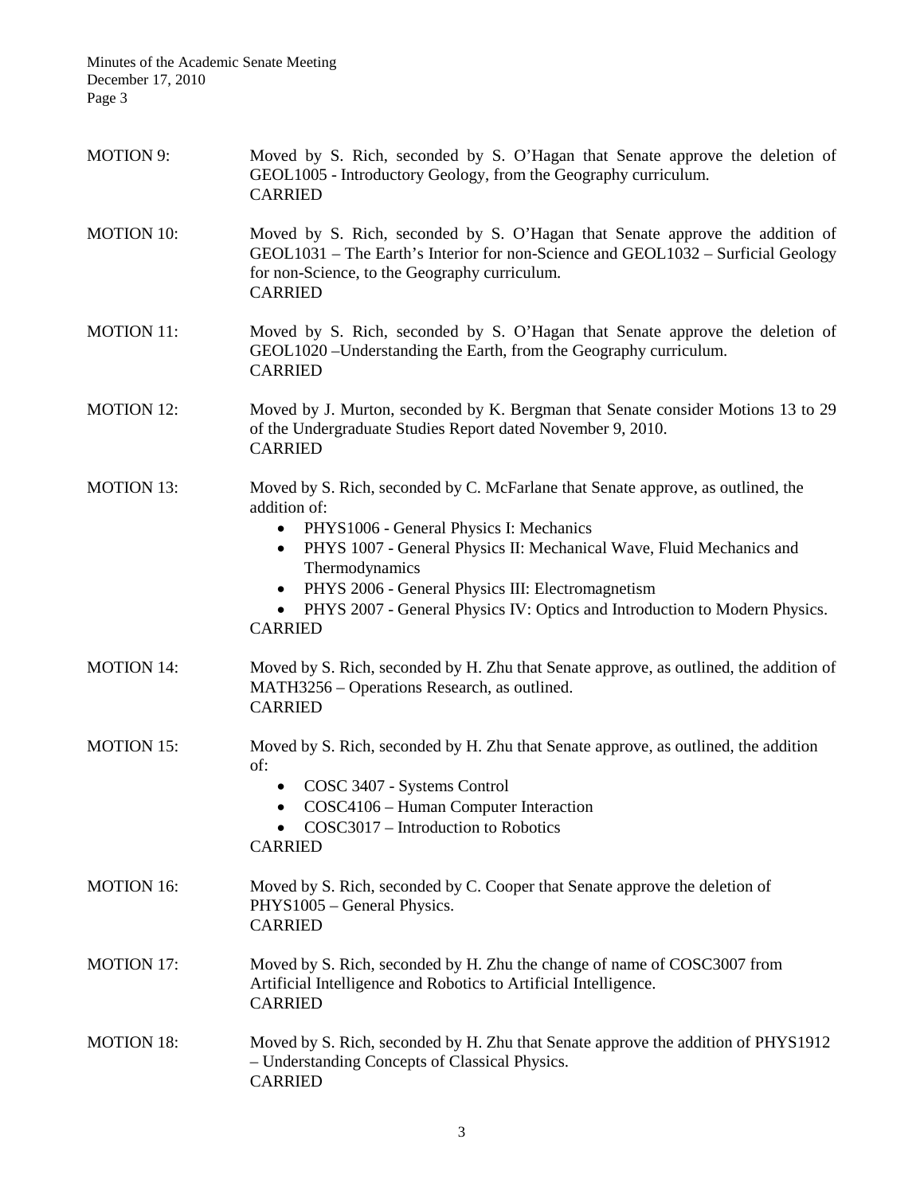MOTION 9: Moved by S. Rich, seconded by S. O'Hagan that Senate approve the deletion of GEOL1005 - Introductory Geology, from the Geography curriculum.
CARRIED

MOTION 10: Moved by S. Rich, seconded by S. O'Hagan that Senate approve the addition of GEOL1031 – The Earth's Interior for non-Science and GEOL1032 – Surficial Geology for non-Science, to the Geography curriculum.
CARRIED

MOTION 11: Moved by S. Rich, seconded by S. O'Hagan that Senate approve the deletion of GEOL1020 –Understanding the Earth, from the Geography curriculum.
CARRIED

MOTION 12: Moved by J. Murton, seconded by K. Bergman that Senate consider Motions 13 to 29 of the Undergraduate Studies Report dated November 9, 2010.
CARRIED

MOTION 13: Moved by S. Rich, seconded by C. McFarlane that Senate approve, as outlined, the addition of:

- PHYS1006 - General Physics I: Mechanics
- PHYS 1007 - General Physics II: Mechanical Wave, Fluid Mechanics and Thermodynamics
- PHYS 2006 - General Physics III: Electromagnetism
- PHYS 2007 - General Physics IV: Optics and Introduction to Modern Physics.

CARRIED

MOTION 14: Moved by S. Rich, seconded by H. Zhu that Senate approve, as outlined, the addition of MATH3256 – Operations Research, as outlined.
CARRIED

MOTION 15: Moved by S. Rich, seconded by H. Zhu that Senate approve, as outlined, the addition of:

- COSC 3407 - Systems Control
- COSC4106 – Human Computer Interaction
- COSC3017 – Introduction to Robotics

CARRIED

MOTION 16: Moved by S. Rich, seconded by C. Cooper that Senate approve the deletion of PHYS1005 – General Physics.
CARRIED

MOTION 17: Moved by S. Rich, seconded by H. Zhu the change of name of COSC3007 from Artificial Intelligence and Robotics to Artificial Intelligence.
CARRIED

MOTION 18: Moved by S. Rich, seconded by H. Zhu that Senate approve the addition of PHYS1912 – Understanding Concepts of Classical Physics.
CARRIED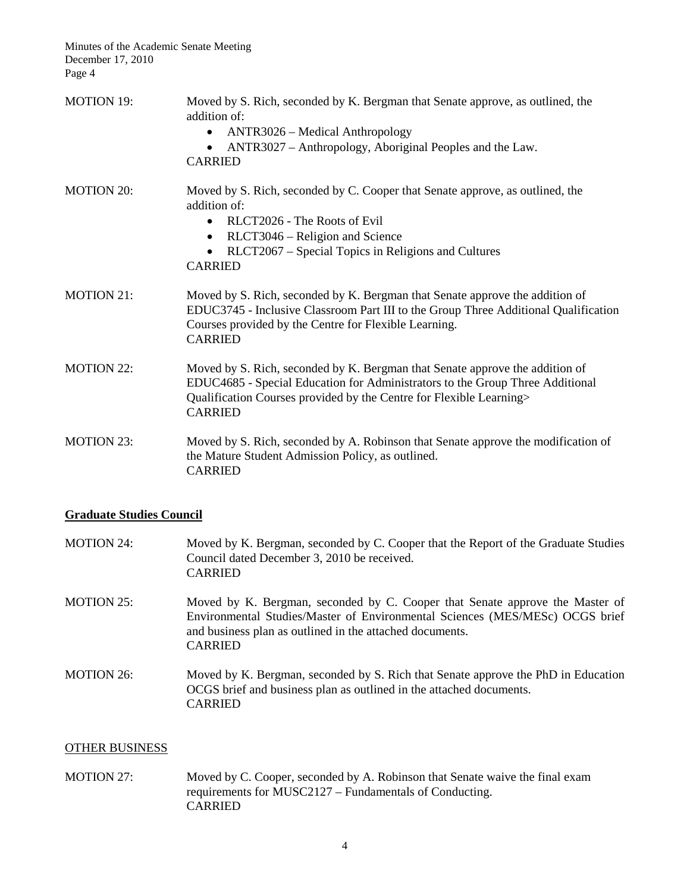MOTION 19: Moved by S. Rich, seconded by K. Bergman that Senate approve, as outlined, the addition of:

- ANTR3026 – Medical Anthropology
- ANTR3027 – Anthropology, Aboriginal Peoples and the Law.

CARRIED

MOTION 20: Moved by S. Rich, seconded by C. Cooper that Senate approve, as outlined, the addition of:

- RLCT2026 - The Roots of Evil
- RLCT3046 – Religion and Science
- RLCT2067 – Special Topics in Religions and Cultures

CARRIED

MOTION 21: Moved by S. Rich, seconded by K. Bergman that Senate approve the addition of EDUC3745 - Inclusive Classroom Part III to the Group Three Additional Qualification Courses provided by the Centre for Flexible Learning.
CARRIED

MOTION 22: Moved by S. Rich, seconded by K. Bergman that Senate approve the addition of EDUC4685 - Special Education for Administrators to the Group Three Additional Qualification Courses provided by the Centre for Flexible Learning>
CARRIED

MOTION 23: Moved by S. Rich, seconded by A. Robinson that Senate approve the modification of the Mature Student Admission Policy, as outlined.
CARRIED

## Graduate Studies Council

MOTION 24: Moved by K. Bergman, seconded by C. Cooper that the Report of the Graduate Studies Council dated December 3, 2010 be received.
CARRIED

MOTION 25: Moved by K. Bergman, seconded by C. Cooper that Senate approve the Master of Environmental Studies/Master of Environmental Sciences (MES/MESc) OCGS brief and business plan as outlined in the attached documents.
CARRIED

MOTION 26: Moved by K. Bergman, seconded by S. Rich that Senate approve the PhD in Education OCGS brief and business plan as outlined in the attached documents.
CARRIED

## OTHER BUSINESS

MOTION 27: Moved by C. Cooper, seconded by A. Robinson that Senate waive the final exam requirements for MUSC2127 – Fundamentals of Conducting.
CARRIED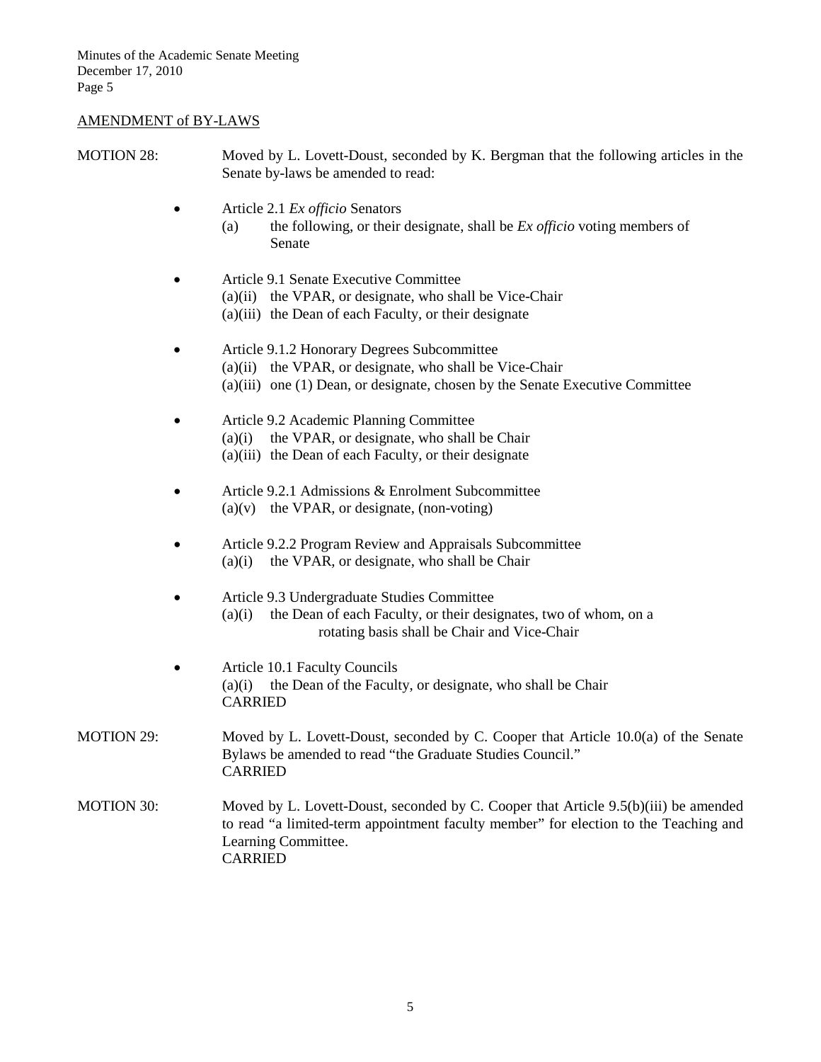## AMENDMENT of BY-LAWS

MOTION 28: Moved by L. Lovett-Doust, seconded by K. Bergman that the following articles in the Senate by-laws be amended to read:

- Article 2.1 *Ex officio* Senators
  - (a) the following, or their designate, shall be *Ex officio* voting members of Senate
- Article 9.1 Senate Executive Committee
  - (a)(ii) the VPAR, or designate, who shall be Vice-Chair
  - (a)(iii) the Dean of each Faculty, or their designate
- Article 9.1.2 Honorary Degrees Subcommittee
  - (a)(ii) the VPAR, or designate, who shall be Vice-Chair
  - (a)(iii) one (1) Dean, or designate, chosen by the Senate Executive Committee
- Article 9.2 Academic Planning Committee
  - (a)(i) the VPAR, or designate, who shall be Chair
  - (a)(iii) the Dean of each Faculty, or their designate
- Article 9.2.1 Admissions & Enrolment Subcommittee
  - (a)(v) the VPAR, or designate, (non-voting)
- Article 9.2.2 Program Review and Appraisals Subcommittee
  - (a)(i) the VPAR, or designate, who shall be Chair
- Article 9.3 Undergraduate Studies Committee
  - (a)(i) the Dean of each Faculty, or their designates, two of whom, on a rotating basis shall be Chair and Vice-Chair
- Article 10.1 Faculty Councils
  - (a)(i) the Dean of the Faculty, or designate, who shall be Chair

CARRIED

MOTION 29: Moved by L. Lovett-Doust, seconded by C. Cooper that Article 10.0(a) of the Senate Bylaws be amended to read "the Graduate Studies Council."
CARRIED

MOTION 30: Moved by L. Lovett-Doust, seconded by C. Cooper that Article 9.5(b)(iii) be amended to read "a limited-term appointment faculty member" for election to the Teaching and Learning Committee.
CARRIED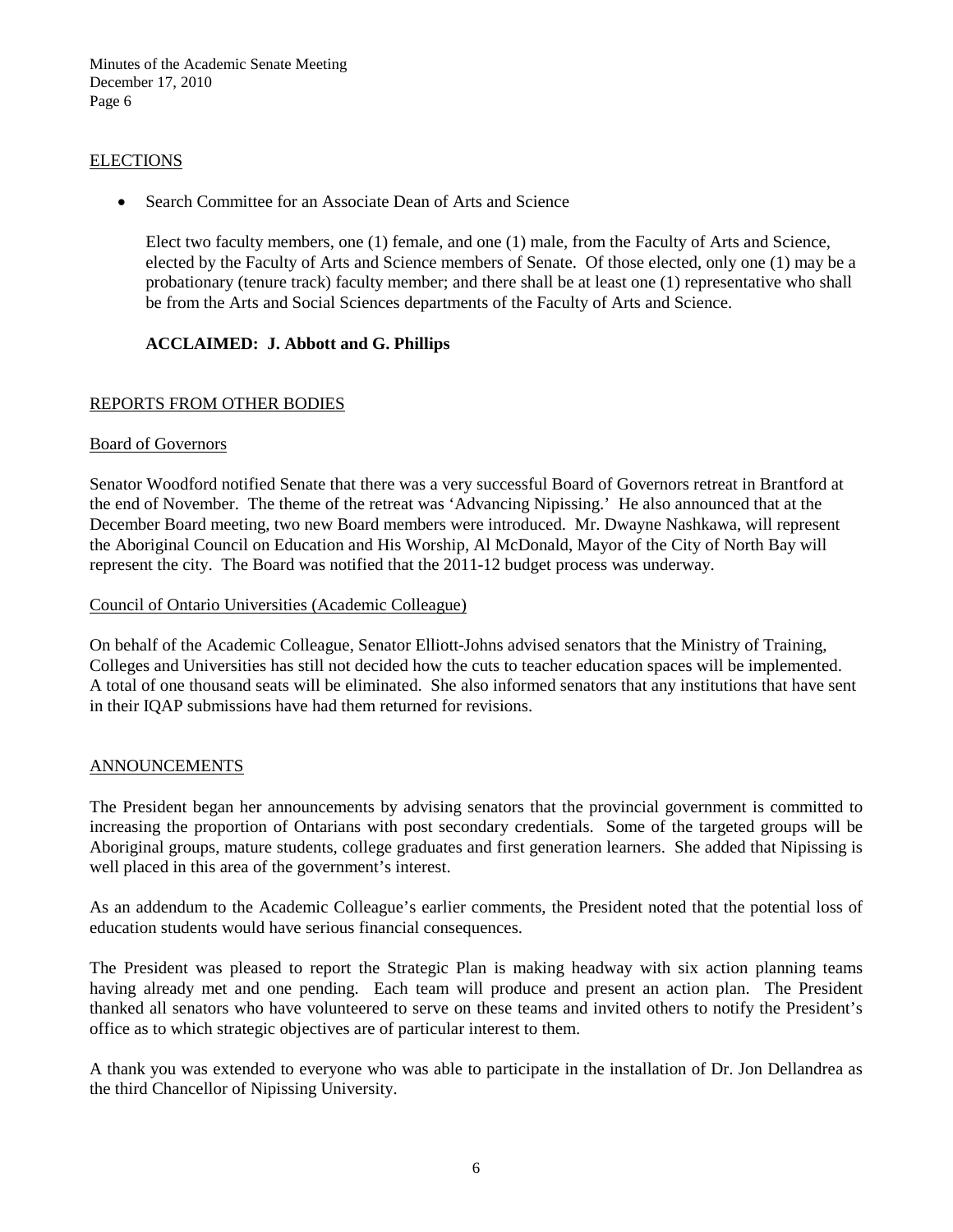## ELECTIONS

- Search Committee for an Associate Dean of Arts and Science

  Elect two faculty members, one (1) female, and one (1) male, from the Faculty of Arts and Science, elected by the Faculty of Arts and Science members of Senate. Of those elected, only one (1) may be a probationary (tenure track) faculty member; and there shall be at least one (1) representative who shall be from the Arts and Social Sciences departments of the Faculty of Arts and Science.

  **ACCLAIMED: J. Abbott and G. Phillips**

## REPORTS FROM OTHER BODIES

### Board of Governors

Senator Woodford notified Senate that there was a very successful Board of Governors retreat in Brantford at the end of November. The theme of the retreat was 'Advancing Nipissing.' He also announced that at the December Board meeting, two new Board members were introduced. Mr. Dwayne Nashkawa, will represent the Aboriginal Council on Education and His Worship, Al McDonald, Mayor of the City of North Bay will represent the city. The Board was notified that the 2011-12 budget process was underway.

### Council of Ontario Universities (Academic Colleague)

On behalf of the Academic Colleague, Senator Elliott-Johns advised senators that the Ministry of Training, Colleges and Universities has still not decided how the cuts to teacher education spaces will be implemented. A total of one thousand seats will be eliminated. She also informed senators that any institutions that have sent in their IQAP submissions have had them returned for revisions.

## ANNOUNCEMENTS

The President began her announcements by advising senators that the provincial government is committed to increasing the proportion of Ontarians with post secondary credentials. Some of the targeted groups will be Aboriginal groups, mature students, college graduates and first generation learners. She added that Nipissing is well placed in this area of the government's interest.

As an addendum to the Academic Colleague's earlier comments, the President noted that the potential loss of education students would have serious financial consequences.

The President was pleased to report the Strategic Plan is making headway with six action planning teams having already met and one pending. Each team will produce and present an action plan. The President thanked all senators who have volunteered to serve on these teams and invited others to notify the President's office as to which strategic objectives are of particular interest to them.

A thank you was extended to everyone who was able to participate in the installation of Dr. Jon Dellandrea as the third Chancellor of Nipissing University.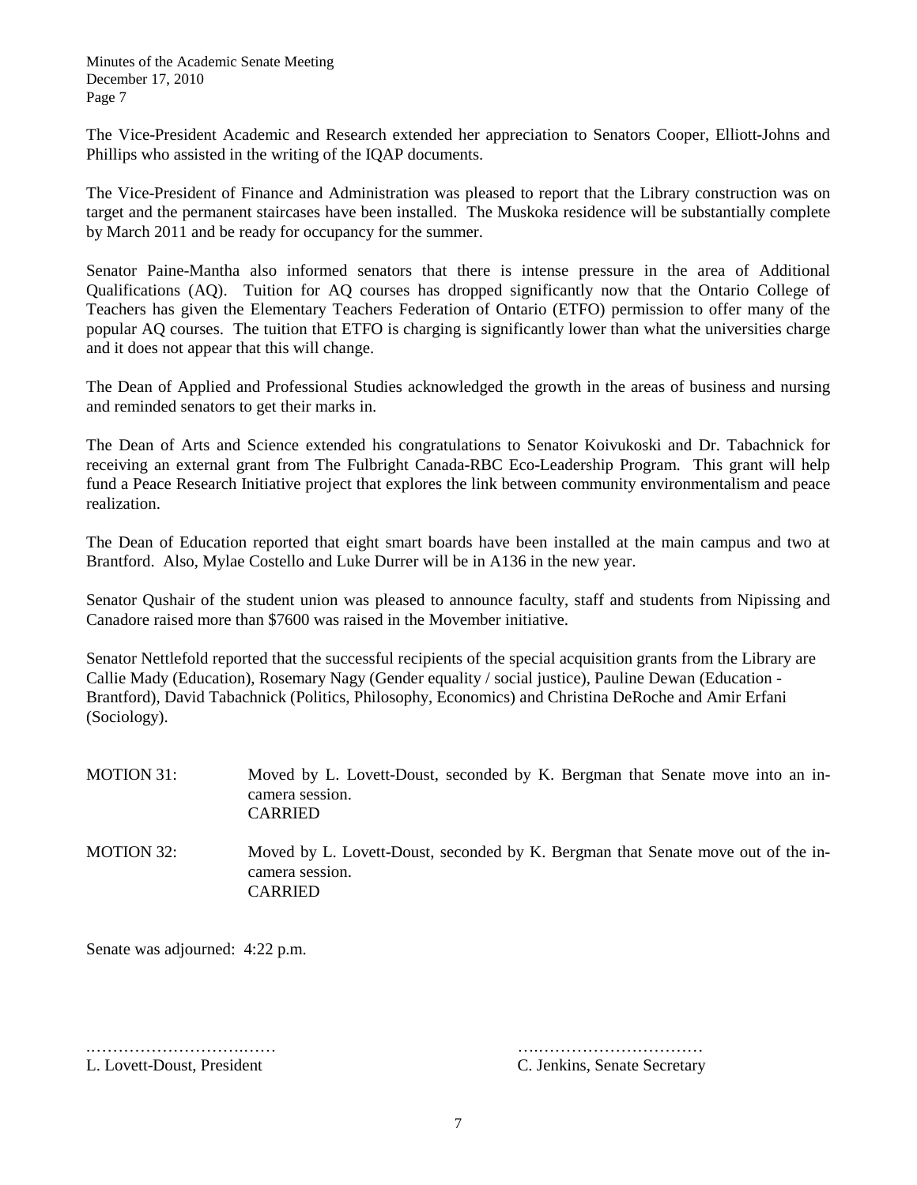The Vice-President Academic and Research extended her appreciation to Senators Cooper, Elliott-Johns and Phillips who assisted in the writing of the IQAP documents.

The Vice-President of Finance and Administration was pleased to report that the Library construction was on target and the permanent staircases have been installed. The Muskoka residence will be substantially complete by March 2011 and be ready for occupancy for the summer.

Senator Paine-Mantha also informed senators that there is intense pressure in the area of Additional Qualifications (AQ). Tuition for AQ courses has dropped significantly now that the Ontario College of Teachers has given the Elementary Teachers Federation of Ontario (ETFO) permission to offer many of the popular AQ courses. The tuition that ETFO is charging is significantly lower than what the universities charge and it does not appear that this will change.

The Dean of Applied and Professional Studies acknowledged the growth in the areas of business and nursing and reminded senators to get their marks in.

The Dean of Arts and Science extended his congratulations to Senator Koivukoski and Dr. Tabachnick for receiving an external grant from The Fulbright Canada-RBC Eco-Leadership Program. This grant will help fund a Peace Research Initiative project that explores the link between community environmentalism and peace realization.

The Dean of Education reported that eight smart boards have been installed at the main campus and two at Brantford. Also, Mylae Costello and Luke Durrer will be in A136 in the new year.

Senator Qushair of the student union was pleased to announce faculty, staff and students from Nipissing and Canadore raised more than $7600 was raised in the Movember initiative.

Senator Nettlefold reported that the successful recipients of the special acquisition grants from the Library are Callie Mady (Education), Rosemary Nagy (Gender equality / social justice), Pauline Dewan (Education - Brantford), David Tabachnick (Politics, Philosophy, Economics) and Christina DeRoche and Amir Erfani (Sociology).

MOTION 31: Moved by L. Lovett-Doust, seconded by K. Bergman that Senate move into an in-camera session.
CARRIED

MOTION 32: Moved by L. Lovett-Doust, seconded by K. Bergman that Senate move out of the in-camera session.
CARRIED

Senate was adjourned: 4:22 p.m.

……………………………  
L. Lovett-Doust, President

……………………………  
C. Jenkins, Senate Secretary